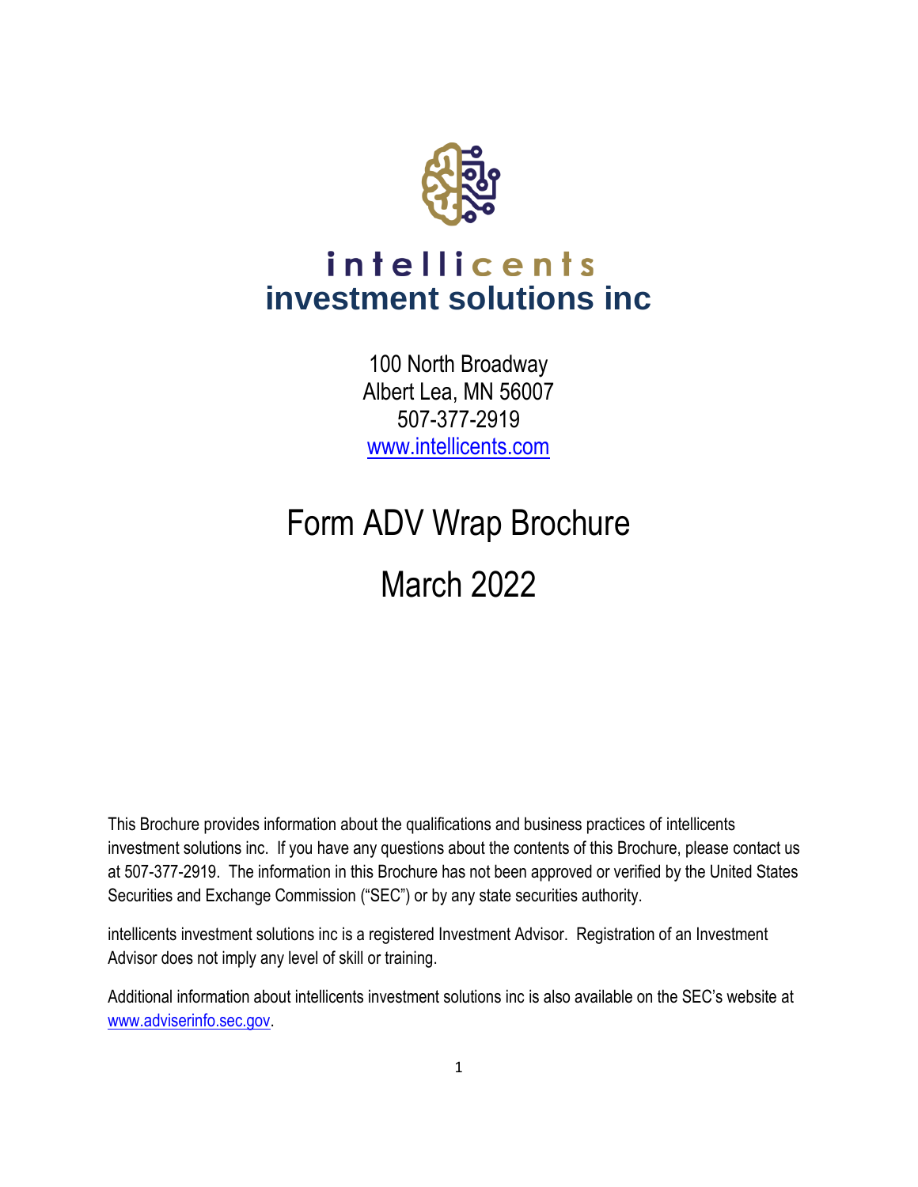# intellicents
## investment solutions inc

100 North Broadway
Albert Lea, MN 56007
507-377-2919
www.intellicents.com

# Form ADV Wrap Brochure

# March 2022

This Brochure provides information about the qualifications and business practices of intellicents investment solutions inc. If you have any questions about the contents of this Brochure, please contact us at 507-377-2919. The information in this Brochure has not been approved or verified by the United States Securities and Exchange Commission ("SEC") or by any state securities authority.

intellicents investment solutions inc is a registered Investment Advisor. Registration of an Investment Advisor does not imply any level of skill or training.

Additional information about intellicents investment solutions inc is also available on the SEC's website at www.adviserinfo.sec.gov.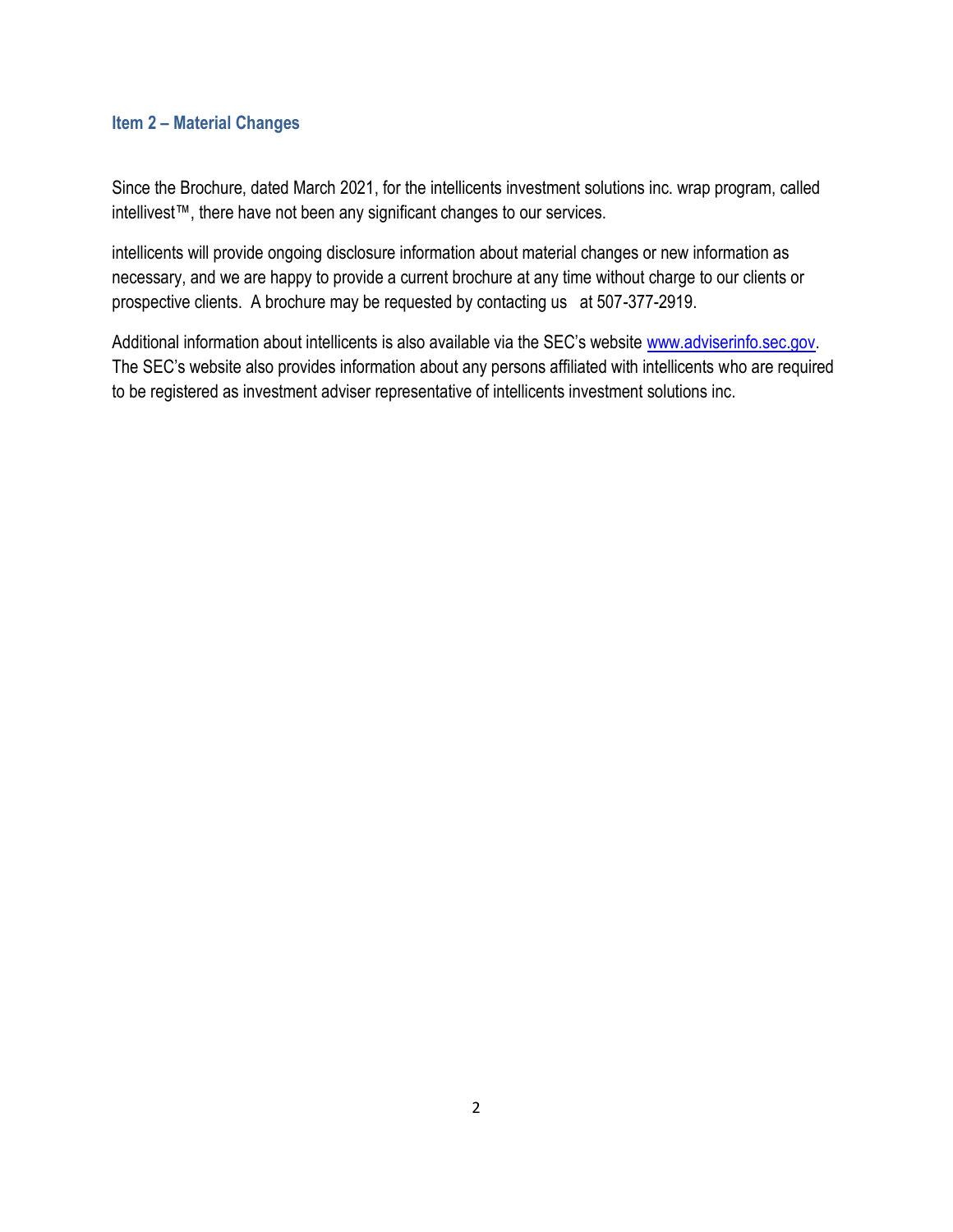## Item 2 – Material Changes

Since the Brochure, dated March 2021, for the intellicents investment solutions inc. wrap program, called intellivest™, there have not been any significant changes to our services.

intellicents will provide ongoing disclosure information about material changes or new information as necessary, and we are happy to provide a current brochure at any time without charge to our clients or prospective clients. A brochure may be requested by contacting us at 507-377-2919.

Additional information about intellicents is also available via the SEC's website www.adviserinfo.sec.gov. The SEC's website also provides information about any persons affiliated with intellicents who are required to be registered as investment adviser representative of intellicents investment solutions inc.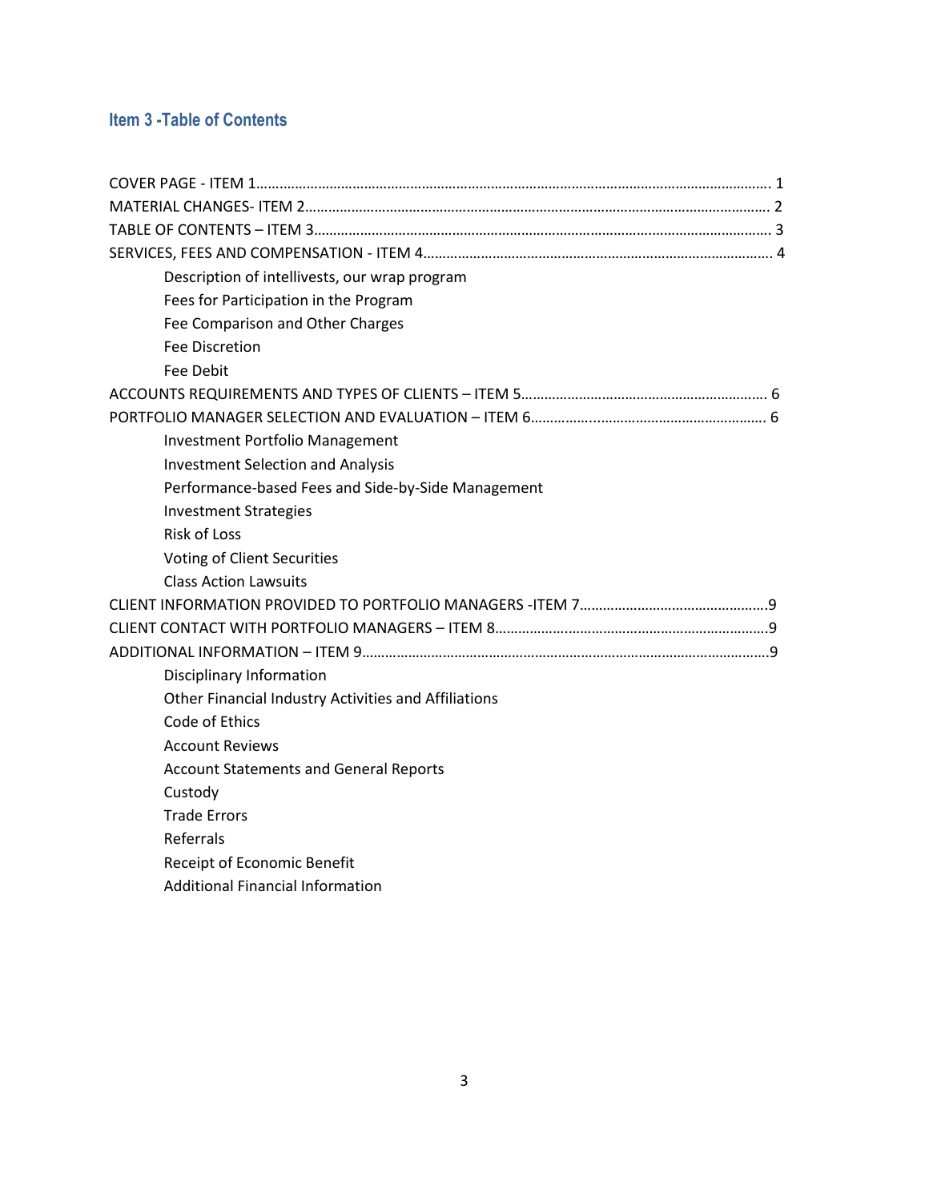## Item 3 -Table of Contents

COVER PAGE - ITEM 1........................................................................................................................... 1

MATERIAL CHANGES- ITEM 2.............................................................................................................. 2

TABLE OF CONTENTS – ITEM 3............................................................................................................ 3

SERVICES, FEES AND COMPENSATION - ITEM 4................................................................................. 4

- Description of intellivests, our wrap program
- Fees for Participation in the Program
- Fee Comparison and Other Charges
- Fee Discretion
- Fee Debit

ACCOUNTS REQUIREMENTS AND TYPES OF CLIENTS – ITEM 5....................................................... 6

PORTFOLIO MANAGER SELECTION AND EVALUATION – ITEM 6................................................... 6

- Investment Portfolio Management
- Investment Selection and Analysis
- Performance-based Fees and Side-by-Side Management
- Investment Strategies
- Risk of Loss
- Voting of Client Securities
- Class Action Lawsuits

CLIENT INFORMATION PROVIDED TO PORTFOLIO MANAGERS -ITEM 7.........................................9

CLIENT CONTACT WITH PORTFOLIO MANAGERS – ITEM 8..............................................................9

ADDITIONAL INFORMATION – ITEM 9.................................................................................................9

- Disciplinary Information
- Other Financial Industry Activities and Affiliations
- Code of Ethics
- Account Reviews
- Account Statements and General Reports
- Custody
- Trade Errors
- Referrals
- Receipt of Economic Benefit
- Additional Financial Information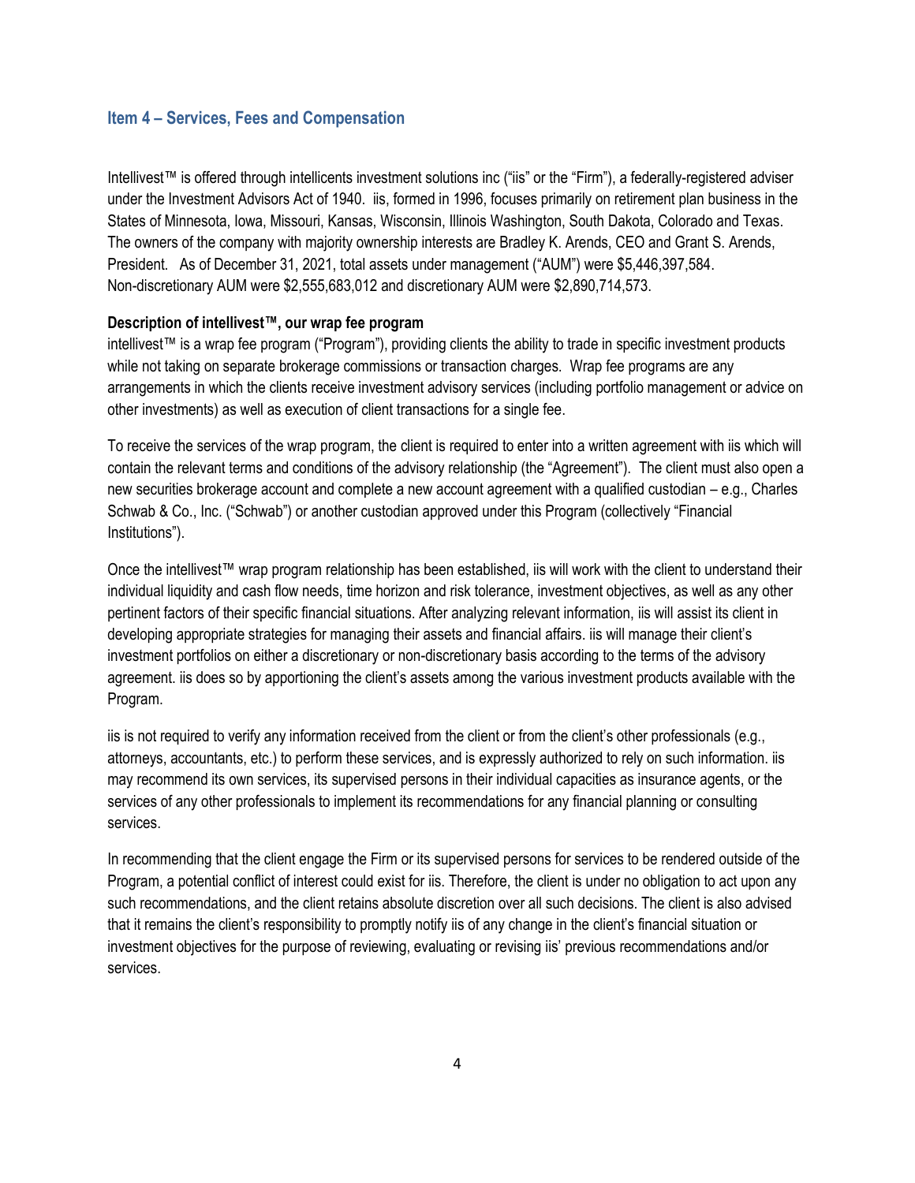## Item 4 – Services, Fees and Compensation

Intellivest™ is offered through intellicents investment solutions inc ("iis" or the "Firm"), a federally-registered adviser under the Investment Advisors Act of 1940. iis, formed in 1996, focuses primarily on retirement plan business in the States of Minnesota, Iowa, Missouri, Kansas, Wisconsin, Illinois Washington, South Dakota, Colorado and Texas. The owners of the company with majority ownership interests are Bradley K. Arends, CEO and Grant S. Arends, President. As of December 31, 2021, total assets under management ("AUM") were $5,446,397,584. Non-discretionary AUM were $2,555,683,012 and discretionary AUM were $2,890,714,573.

**Description of intellivest™, our wrap fee program**

intellivest™ is a wrap fee program ("Program"), providing clients the ability to trade in specific investment products while not taking on separate brokerage commissions or transaction charges. Wrap fee programs are any arrangements in which the clients receive investment advisory services (including portfolio management or advice on other investments) as well as execution of client transactions for a single fee.

To receive the services of the wrap program, the client is required to enter into a written agreement with iis which will contain the relevant terms and conditions of the advisory relationship (the "Agreement"). The client must also open a new securities brokerage account and complete a new account agreement with a qualified custodian – e.g., Charles Schwab & Co., Inc. ("Schwab") or another custodian approved under this Program (collectively "Financial Institutions").

Once the intellivest™ wrap program relationship has been established, iis will work with the client to understand their individual liquidity and cash flow needs, time horizon and risk tolerance, investment objectives, as well as any other pertinent factors of their specific financial situations. After analyzing relevant information, iis will assist its client in developing appropriate strategies for managing their assets and financial affairs. iis will manage their client's investment portfolios on either a discretionary or non-discretionary basis according to the terms of the advisory agreement. iis does so by apportioning the client's assets among the various investment products available with the Program.

iis is not required to verify any information received from the client or from the client's other professionals (e.g., attorneys, accountants, etc.) to perform these services, and is expressly authorized to rely on such information. iis may recommend its own services, its supervised persons in their individual capacities as insurance agents, or the services of any other professionals to implement its recommendations for any financial planning or consulting services.

In recommending that the client engage the Firm or its supervised persons for services to be rendered outside of the Program, a potential conflict of interest could exist for iis. Therefore, the client is under no obligation to act upon any such recommendations, and the client retains absolute discretion over all such decisions. The client is also advised that it remains the client's responsibility to promptly notify iis of any change in the client's financial situation or investment objectives for the purpose of reviewing, evaluating or revising iis' previous recommendations and/or services.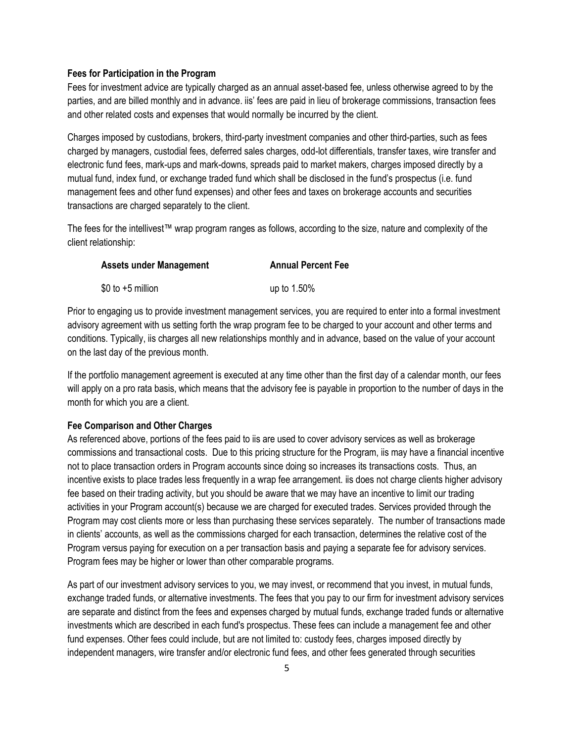**Fees for Participation in the Program**

Fees for investment advice are typically charged as an annual asset-based fee, unless otherwise agreed to by the parties, and are billed monthly and in advance. iis' fees are paid in lieu of brokerage commissions, transaction fees and other related costs and expenses that would normally be incurred by the client.

Charges imposed by custodians, brokers, third-party investment companies and other third-parties, such as fees charged by managers, custodial fees, deferred sales charges, odd-lot differentials, transfer taxes, wire transfer and electronic fund fees, mark-ups and mark-downs, spreads paid to market makers, charges imposed directly by a mutual fund, index fund, or exchange traded fund which shall be disclosed in the fund's prospectus (i.e. fund management fees and other fund expenses) and other fees and taxes on brokerage accounts and securities transactions are charged separately to the client.

The fees for the intellivest™ wrap program ranges as follows, according to the size, nature and complexity of the client relationship:

| Assets under Management | Annual Percent Fee |
| --- | --- |
| $0 to +5 million | up to 1.50% |

Prior to engaging us to provide investment management services, you are required to enter into a formal investment advisory agreement with us setting forth the wrap program fee to be charged to your account and other terms and conditions. Typically, iis charges all new relationships monthly and in advance, based on the value of your account on the last day of the previous month.

If the portfolio management agreement is executed at any time other than the first day of a calendar month, our fees will apply on a pro rata basis, which means that the advisory fee is payable in proportion to the number of days in the month for which you are a client.

**Fee Comparison and Other Charges**

As referenced above, portions of the fees paid to iis are used to cover advisory services as well as brokerage commissions and transactional costs. Due to this pricing structure for the Program, iis may have a financial incentive not to place transaction orders in Program accounts since doing so increases its transactions costs. Thus, an incentive exists to place trades less frequently in a wrap fee arrangement. iis does not charge clients higher advisory fee based on their trading activity, but you should be aware that we may have an incentive to limit our trading activities in your Program account(s) because we are charged for executed trades. Services provided through the Program may cost clients more or less than purchasing these services separately. The number of transactions made in clients' accounts, as well as the commissions charged for each transaction, determines the relative cost of the Program versus paying for execution on a per transaction basis and paying a separate fee for advisory services. Program fees may be higher or lower than other comparable programs.

As part of our investment advisory services to you, we may invest, or recommend that you invest, in mutual funds, exchange traded funds, or alternative investments. The fees that you pay to our firm for investment advisory services are separate and distinct from the fees and expenses charged by mutual funds, exchange traded funds or alternative investments which are described in each fund's prospectus. These fees can include a management fee and other fund expenses. Other fees could include, but are not limited to: custody fees, charges imposed directly by independent managers, wire transfer and/or electronic fund fees, and other fees generated through securities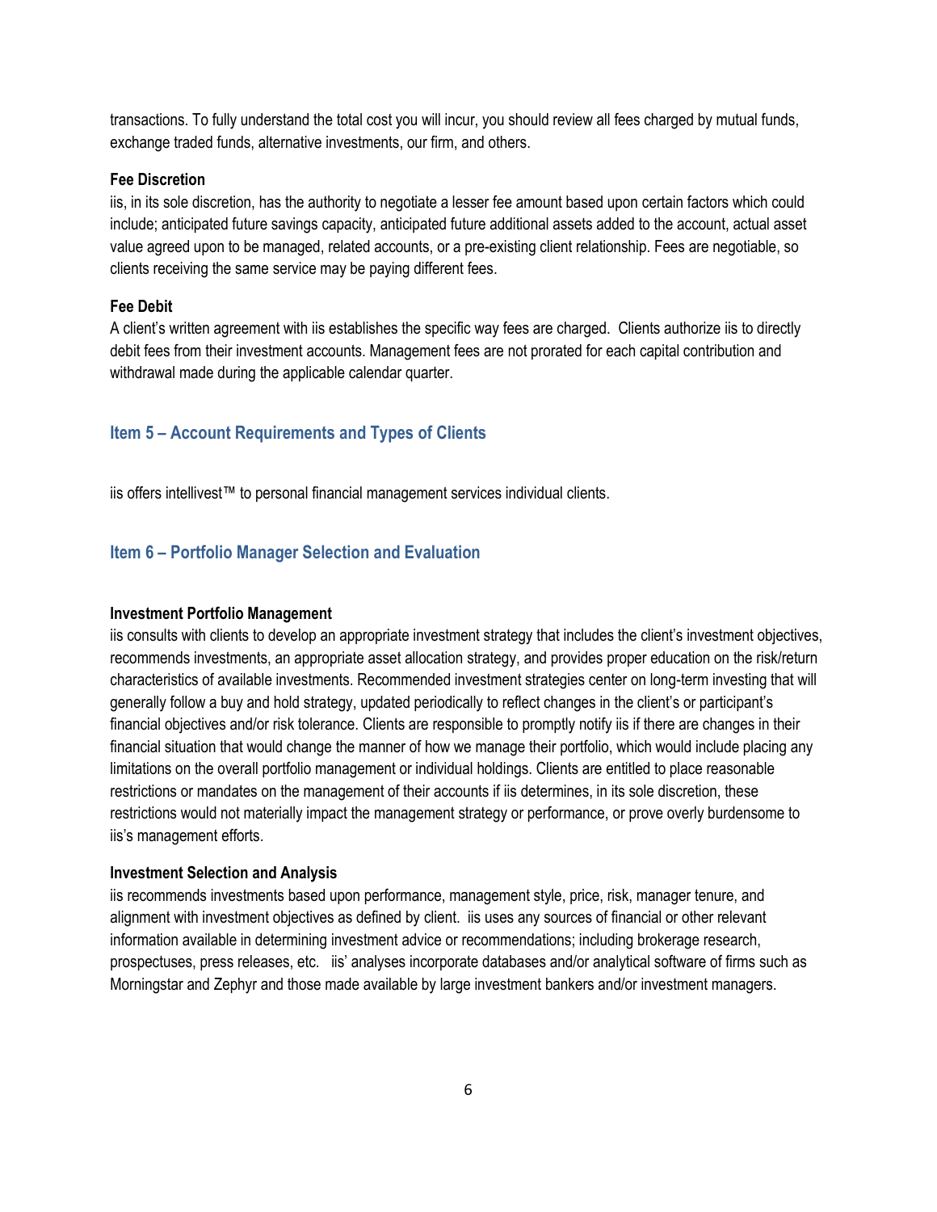transactions. To fully understand the total cost you will incur, you should review all fees charged by mutual funds, exchange traded funds, alternative investments, our firm, and others.

**Fee Discretion**

iis, in its sole discretion, has the authority to negotiate a lesser fee amount based upon certain factors which could include; anticipated future savings capacity, anticipated future additional assets added to the account, actual asset value agreed upon to be managed, related accounts, or a pre-existing client relationship. Fees are negotiable, so clients receiving the same service may be paying different fees.

**Fee Debit**

A client's written agreement with iis establishes the specific way fees are charged. Clients authorize iis to directly debit fees from their investment accounts. Management fees are not prorated for each capital contribution and withdrawal made during the applicable calendar quarter.

## Item 5 – Account Requirements and Types of Clients

iis offers intellivest™ to personal financial management services individual clients.

## Item 6 – Portfolio Manager Selection and Evaluation

**Investment Portfolio Management**

iis consults with clients to develop an appropriate investment strategy that includes the client's investment objectives, recommends investments, an appropriate asset allocation strategy, and provides proper education on the risk/return characteristics of available investments. Recommended investment strategies center on long-term investing that will generally follow a buy and hold strategy, updated periodically to reflect changes in the client's or participant's financial objectives and/or risk tolerance. Clients are responsible to promptly notify iis if there are changes in their financial situation that would change the manner of how we manage their portfolio, which would include placing any limitations on the overall portfolio management or individual holdings. Clients are entitled to place reasonable restrictions or mandates on the management of their accounts if iis determines, in its sole discretion, these restrictions would not materially impact the management strategy or performance, or prove overly burdensome to iis's management efforts.

**Investment Selection and Analysis**

iis recommends investments based upon performance, management style, price, risk, manager tenure, and alignment with investment objectives as defined by client. iis uses any sources of financial or other relevant information available in determining investment advice or recommendations; including brokerage research, prospectuses, press releases, etc. iis' analyses incorporate databases and/or analytical software of firms such as Morningstar and Zephyr and those made available by large investment bankers and/or investment managers.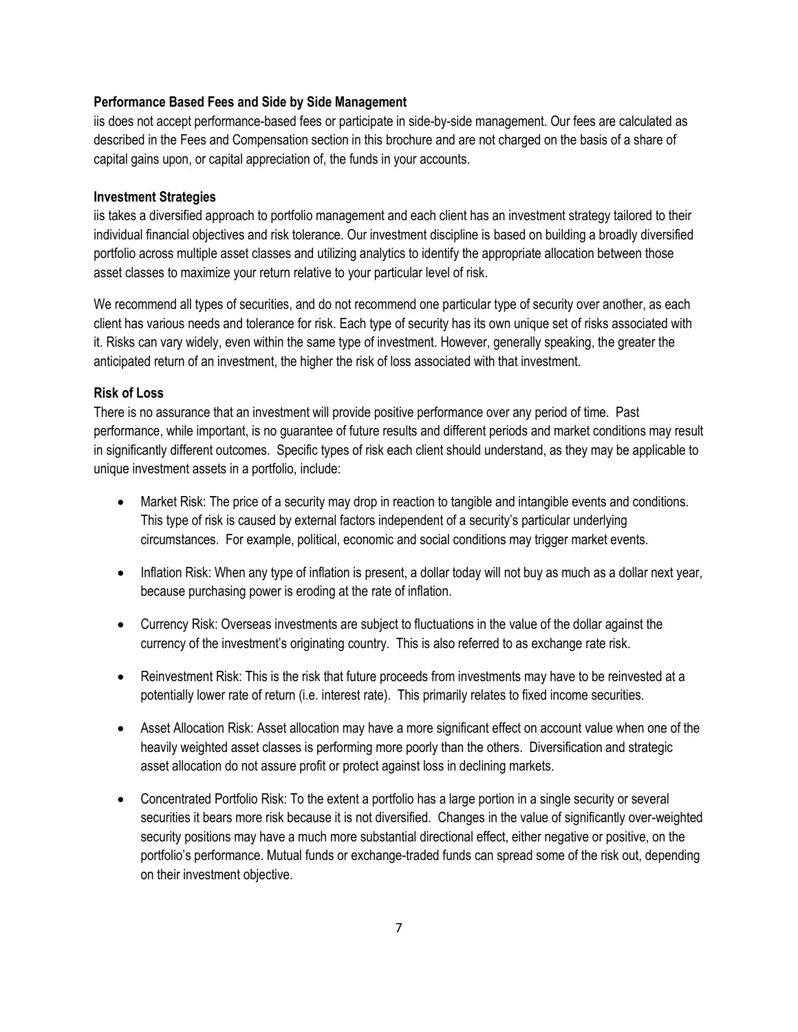**Performance Based Fees and Side by Side Management**

iis does not accept performance-based fees or participate in side-by-side management. Our fees are calculated as described in the Fees and Compensation section in this brochure and are not charged on the basis of a share of capital gains upon, or capital appreciation of, the funds in your accounts.

**Investment Strategies**

iis takes a diversified approach to portfolio management and each client has an investment strategy tailored to their individual financial objectives and risk tolerance. Our investment discipline is based on building a broadly diversified portfolio across multiple asset classes and utilizing analytics to identify the appropriate allocation between those asset classes to maximize your return relative to your particular level of risk.

We recommend all types of securities, and do not recommend one particular type of security over another, as each client has various needs and tolerance for risk. Each type of security has its own unique set of risks associated with it. Risks can vary widely, even within the same type of investment. However, generally speaking, the greater the anticipated return of an investment, the higher the risk of loss associated with that investment.

**Risk of Loss**

There is no assurance that an investment will provide positive performance over any period of time. Past performance, while important, is no guarantee of future results and different periods and market conditions may result in significantly different outcomes. Specific types of risk each client should understand, as they may be applicable to unique investment assets in a portfolio, include:

- Market Risk: The price of a security may drop in reaction to tangible and intangible events and conditions. This type of risk is caused by external factors independent of a security's particular underlying circumstances. For example, political, economic and social conditions may trigger market events.
- Inflation Risk: When any type of inflation is present, a dollar today will not buy as much as a dollar next year, because purchasing power is eroding at the rate of inflation.
- Currency Risk: Overseas investments are subject to fluctuations in the value of the dollar against the currency of the investment's originating country. This is also referred to as exchange rate risk.
- Reinvestment Risk: This is the risk that future proceeds from investments may have to be reinvested at a potentially lower rate of return (i.e. interest rate). This primarily relates to fixed income securities.
- Asset Allocation Risk: Asset allocation may have a more significant effect on account value when one of the heavily weighted asset classes is performing more poorly than the others. Diversification and strategic asset allocation do not assure profit or protect against loss in declining markets.
- Concentrated Portfolio Risk: To the extent a portfolio has a large portion in a single security or several securities it bears more risk because it is not diversified. Changes in the value of significantly over-weighted security positions may have a much more substantial directional effect, either negative or positive, on the portfolio's performance. Mutual funds or exchange-traded funds can spread some of the risk out, depending on their investment objective.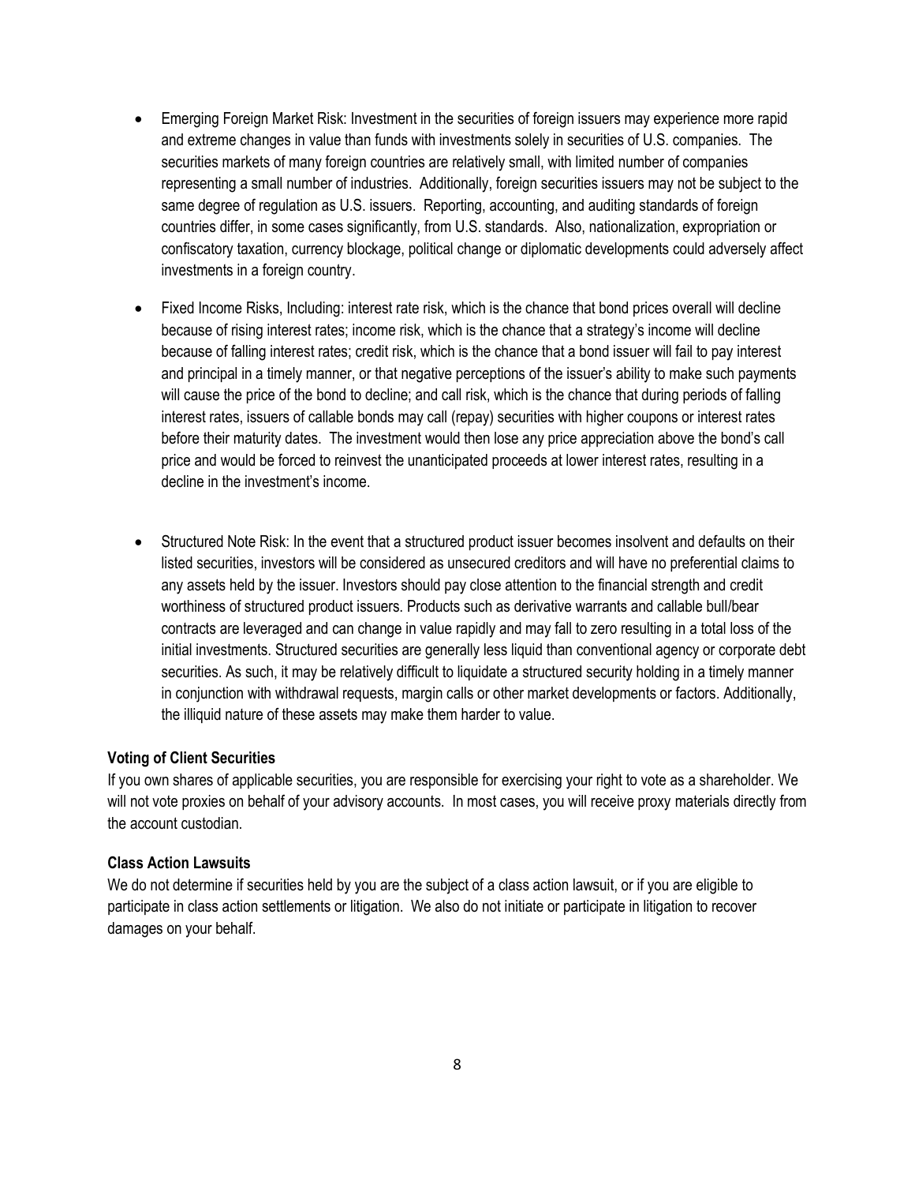- Emerging Foreign Market Risk: Investment in the securities of foreign issuers may experience more rapid and extreme changes in value than funds with investments solely in securities of U.S. companies. The securities markets of many foreign countries are relatively small, with limited number of companies representing a small number of industries. Additionally, foreign securities issuers may not be subject to the same degree of regulation as U.S. issuers. Reporting, accounting, and auditing standards of foreign countries differ, in some cases significantly, from U.S. standards. Also, nationalization, expropriation or confiscatory taxation, currency blockage, political change or diplomatic developments could adversely affect investments in a foreign country.

- Fixed Income Risks, Including: interest rate risk, which is the chance that bond prices overall will decline because of rising interest rates; income risk, which is the chance that a strategy's income will decline because of falling interest rates; credit risk, which is the chance that a bond issuer will fail to pay interest and principal in a timely manner, or that negative perceptions of the issuer's ability to make such payments will cause the price of the bond to decline; and call risk, which is the chance that during periods of falling interest rates, issuers of callable bonds may call (repay) securities with higher coupons or interest rates before their maturity dates. The investment would then lose any price appreciation above the bond's call price and would be forced to reinvest the unanticipated proceeds at lower interest rates, resulting in a decline in the investment's income.

- Structured Note Risk: In the event that a structured product issuer becomes insolvent and defaults on their listed securities, investors will be considered as unsecured creditors and will have no preferential claims to any assets held by the issuer. Investors should pay close attention to the financial strength and credit worthiness of structured product issuers. Products such as derivative warrants and callable bull/bear contracts are leveraged and can change in value rapidly and may fall to zero resulting in a total loss of the initial investments. Structured securities are generally less liquid than conventional agency or corporate debt securities. As such, it may be relatively difficult to liquidate a structured security holding in a timely manner in conjunction with withdrawal requests, margin calls or other market developments or factors. Additionally, the illiquid nature of these assets may make them harder to value.

**Voting of Client Securities**

If you own shares of applicable securities, you are responsible for exercising your right to vote as a shareholder. We will not vote proxies on behalf of your advisory accounts. In most cases, you will receive proxy materials directly from the account custodian.

**Class Action Lawsuits**

We do not determine if securities held by you are the subject of a class action lawsuit, or if you are eligible to participate in class action settlements or litigation. We also do not initiate or participate in litigation to recover damages on your behalf.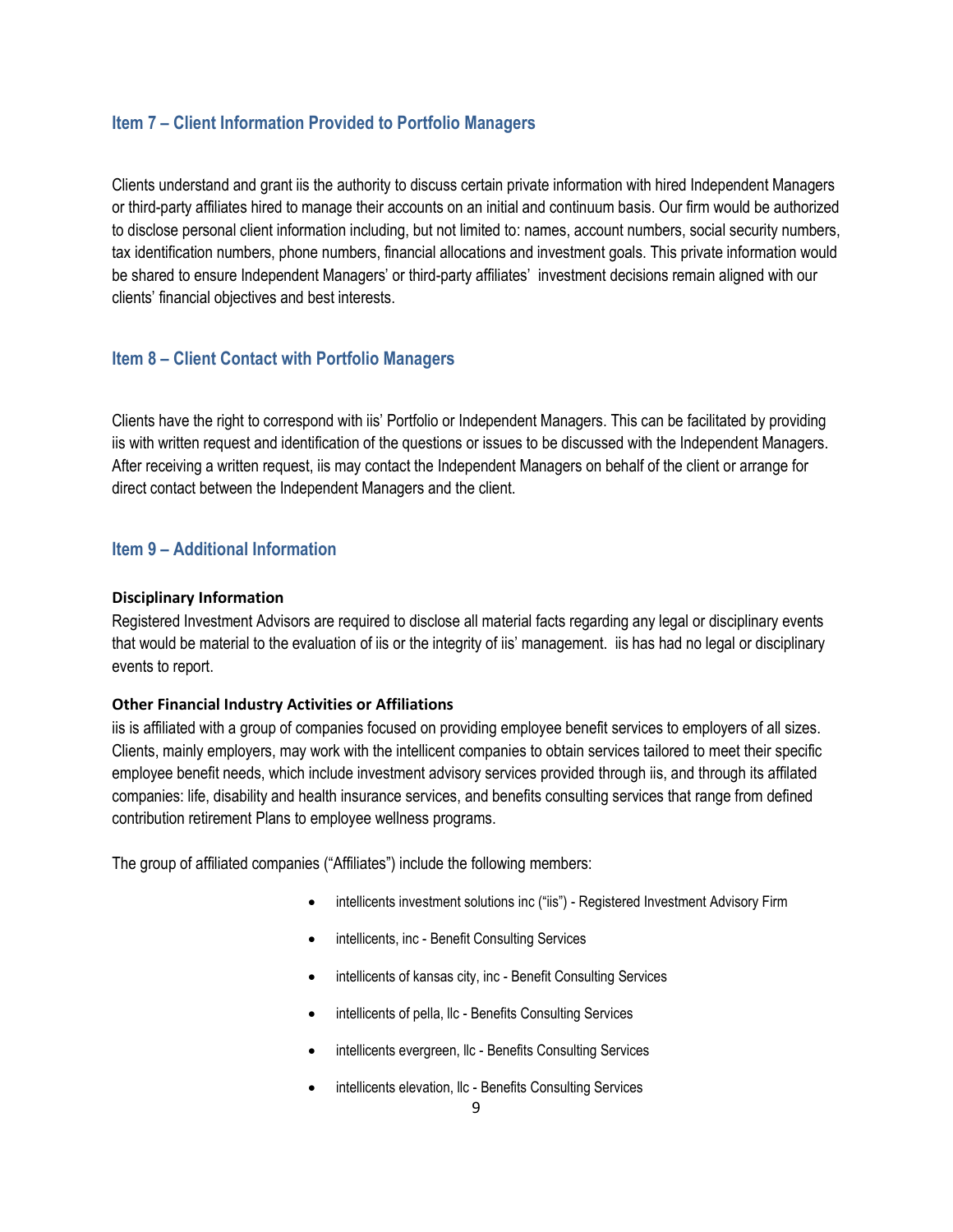## Item 7 – Client Information Provided to Portfolio Managers

Clients understand and grant iis the authority to discuss certain private information with hired Independent Managers or third-party affiliates hired to manage their accounts on an initial and continuum basis. Our firm would be authorized to disclose personal client information including, but not limited to: names, account numbers, social security numbers, tax identification numbers, phone numbers, financial allocations and investment goals. This private information would be shared to ensure Independent Managers' or third-party affiliates' investment decisions remain aligned with our clients' financial objectives and best interests.

## Item 8 – Client Contact with Portfolio Managers

Clients have the right to correspond with iis' Portfolio or Independent Managers. This can be facilitated by providing iis with written request and identification of the questions or issues to be discussed with the Independent Managers. After receiving a written request, iis may contact the Independent Managers on behalf of the client or arrange for direct contact between the Independent Managers and the client.

## Item 9 – Additional Information

**Disciplinary Information**

Registered Investment Advisors are required to disclose all material facts regarding any legal or disciplinary events that would be material to the evaluation of iis or the integrity of iis' management. iis has had no legal or disciplinary events to report.

**Other Financial Industry Activities or Affiliations**

iis is affiliated with a group of companies focused on providing employee benefit services to employers of all sizes. Clients, mainly employers, may work with the intellicent companies to obtain services tailored to meet their specific employee benefit needs, which include investment advisory services provided through iis, and through its affilated companies: life, disability and health insurance services, and benefits consulting services that range from defined contribution retirement Plans to employee wellness programs.

The group of affiliated companies ("Affiliates") include the following members:

- intellicents investment solutions inc ("iis") - Registered Investment Advisory Firm
- intellicents, inc - Benefit Consulting Services
- intellicents of kansas city, inc - Benefit Consulting Services
- intellicents of pella, llc - Benefits Consulting Services
- intellicents evergreen, llc - Benefits Consulting Services
- intellicents elevation, llc - Benefits Consulting Services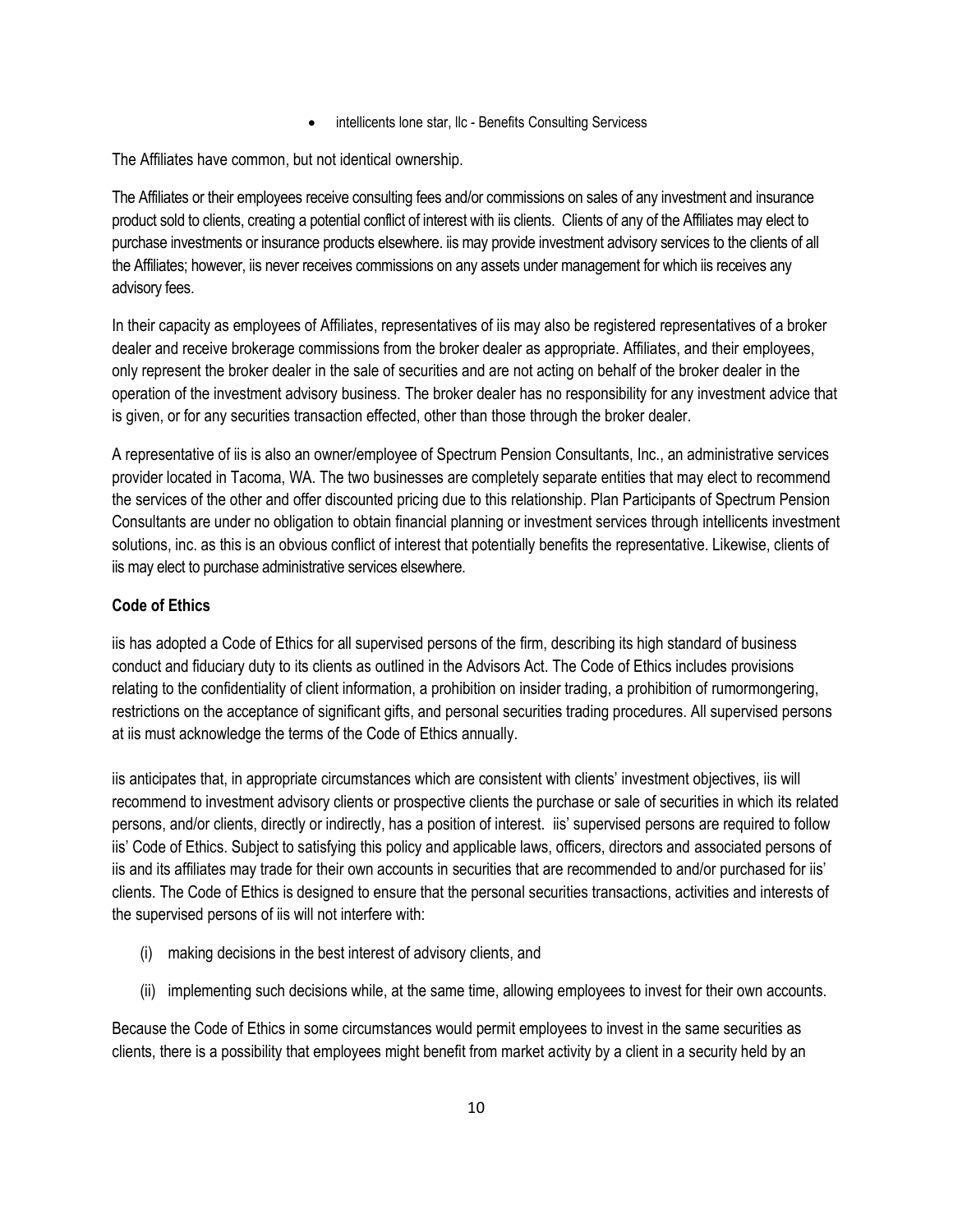- intellicents lone star, llc - Benefits Consulting Servicess

The Affiliates have common, but not identical ownership.

The Affiliates or their employees receive consulting fees and/or commissions on sales of any investment and insurance product sold to clients, creating a potential conflict of interest with iis clients. Clients of any of the Affiliates may elect to purchase investments or insurance products elsewhere. iis may provide investment advisory services to the clients of all the Affiliates; however, iis never receives commissions on any assets under management for which iis receives any advisory fees.

In their capacity as employees of Affiliates, representatives of iis may also be registered representatives of a broker dealer and receive brokerage commissions from the broker dealer as appropriate. Affiliates, and their employees, only represent the broker dealer in the sale of securities and are not acting on behalf of the broker dealer in the operation of the investment advisory business. The broker dealer has no responsibility for any investment advice that is given, or for any securities transaction effected, other than those through the broker dealer.

A representative of iis is also an owner/employee of Spectrum Pension Consultants, Inc., an administrative services provider located in Tacoma, WA. The two businesses are completely separate entities that may elect to recommend the services of the other and offer discounted pricing due to this relationship. Plan Participants of Spectrum Pension Consultants are under no obligation to obtain financial planning or investment services through intellicents investment solutions, inc. as this is an obvious conflict of interest that potentially benefits the representative. Likewise, clients of iis may elect to purchase administrative services elsewhere.

**Code of Ethics**

iis has adopted a Code of Ethics for all supervised persons of the firm, describing its high standard of business conduct and fiduciary duty to its clients as outlined in the Advisors Act. The Code of Ethics includes provisions relating to the confidentiality of client information, a prohibition on insider trading, a prohibition of rumormongering, restrictions on the acceptance of significant gifts, and personal securities trading procedures. All supervised persons at iis must acknowledge the terms of the Code of Ethics annually.

iis anticipates that, in appropriate circumstances which are consistent with clients' investment objectives, iis will recommend to investment advisory clients or prospective clients the purchase or sale of securities in which its related persons, and/or clients, directly or indirectly, has a position of interest. iis' supervised persons are required to follow iis' Code of Ethics. Subject to satisfying this policy and applicable laws, officers, directors and associated persons of iis and its affiliates may trade for their own accounts in securities that are recommended to and/or purchased for iis' clients. The Code of Ethics is designed to ensure that the personal securities transactions, activities and interests of the supervised persons of iis will not interfere with:

(i) making decisions in the best interest of advisory clients, and

(ii) implementing such decisions while, at the same time, allowing employees to invest for their own accounts.

Because the Code of Ethics in some circumstances would permit employees to invest in the same securities as clients, there is a possibility that employees might benefit from market activity by a client in a security held by an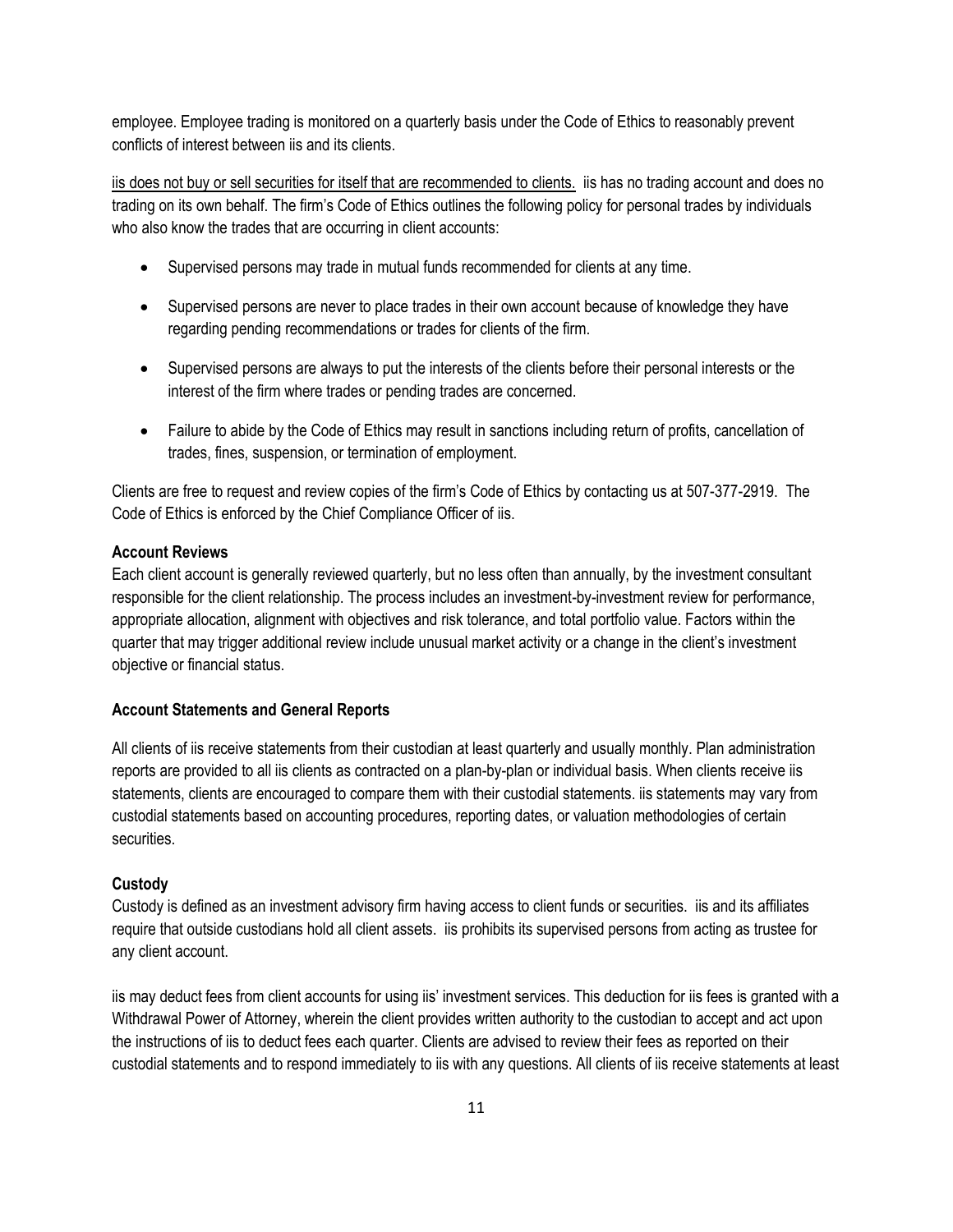employee. Employee trading is monitored on a quarterly basis under the Code of Ethics to reasonably prevent conflicts of interest between iis and its clients.

<u>iis does not buy or sell securities for itself that are recommended to clients.</u> iis has no trading account and does no trading on its own behalf. The firm's Code of Ethics outlines the following policy for personal trades by individuals who also know the trades that are occurring in client accounts:

- Supervised persons may trade in mutual funds recommended for clients at any time.
- Supervised persons are never to place trades in their own account because of knowledge they have regarding pending recommendations or trades for clients of the firm.
- Supervised persons are always to put the interests of the clients before their personal interests or the interest of the firm where trades or pending trades are concerned.
- Failure to abide by the Code of Ethics may result in sanctions including return of profits, cancellation of trades, fines, suspension, or termination of employment.

Clients are free to request and review copies of the firm's Code of Ethics by contacting us at 507-377-2919. The Code of Ethics is enforced by the Chief Compliance Officer of iis.

**Account Reviews**

Each client account is generally reviewed quarterly, but no less often than annually, by the investment consultant responsible for the client relationship. The process includes an investment-by-investment review for performance, appropriate allocation, alignment with objectives and risk tolerance, and total portfolio value. Factors within the quarter that may trigger additional review include unusual market activity or a change in the client's investment objective or financial status.

**Account Statements and General Reports**

All clients of iis receive statements from their custodian at least quarterly and usually monthly. Plan administration reports are provided to all iis clients as contracted on a plan-by-plan or individual basis. When clients receive iis statements, clients are encouraged to compare them with their custodial statements. iis statements may vary from custodial statements based on accounting procedures, reporting dates, or valuation methodologies of certain securities.

**Custody**

Custody is defined as an investment advisory firm having access to client funds or securities. iis and its affiliates require that outside custodians hold all client assets. iis prohibits its supervised persons from acting as trustee for any client account.

iis may deduct fees from client accounts for using iis' investment services. This deduction for iis fees is granted with a Withdrawal Power of Attorney, wherein the client provides written authority to the custodian to accept and act upon the instructions of iis to deduct fees each quarter. Clients are advised to review their fees as reported on their custodial statements and to respond immediately to iis with any questions. All clients of iis receive statements at least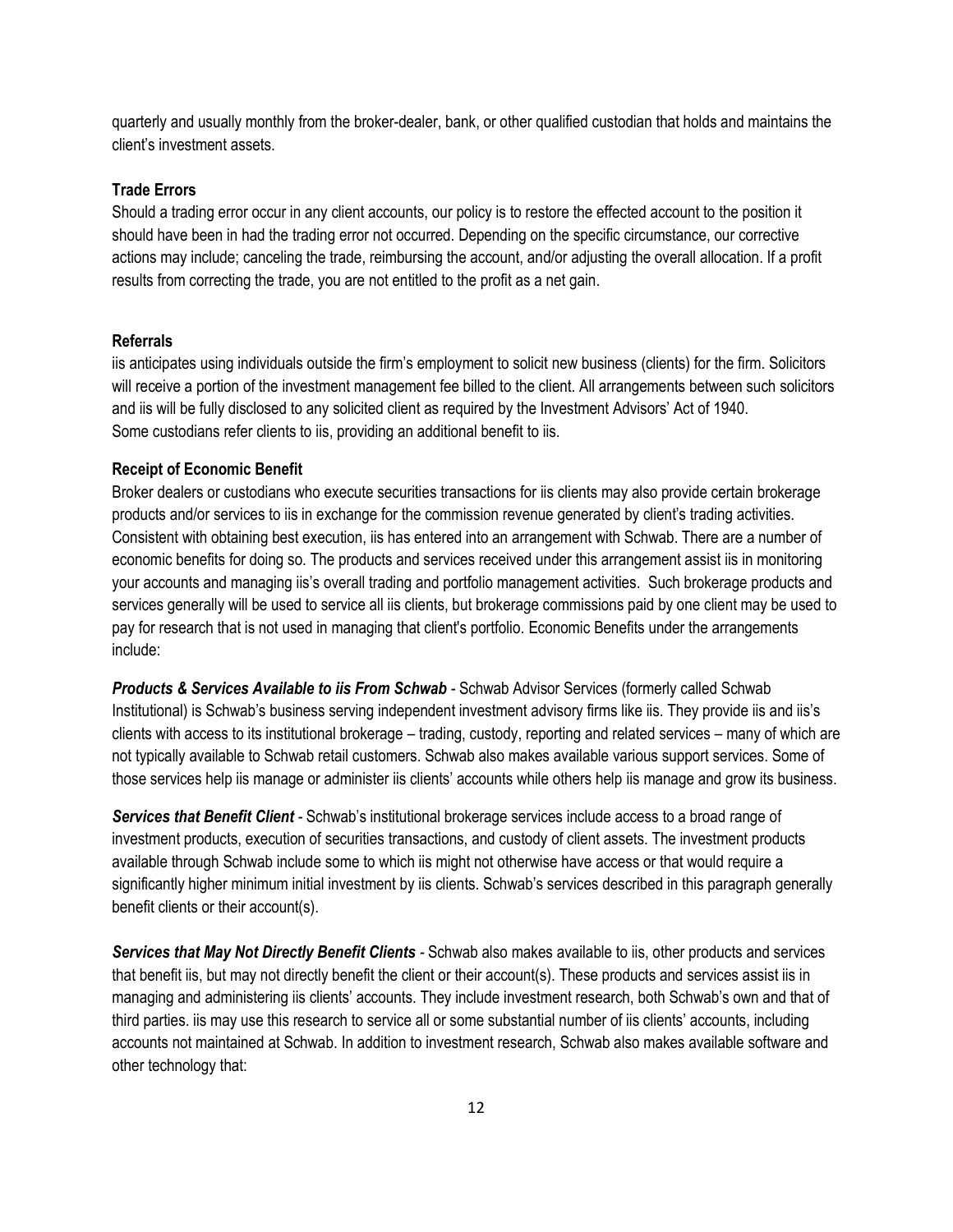quarterly and usually monthly from the broker-dealer, bank, or other qualified custodian that holds and maintains the client's investment assets.

**Trade Errors**

Should a trading error occur in any client accounts, our policy is to restore the effected account to the position it should have been in had the trading error not occurred. Depending on the specific circumstance, our corrective actions may include; canceling the trade, reimbursing the account, and/or adjusting the overall allocation. If a profit results from correcting the trade, you are not entitled to the profit as a net gain.

**Referrals**

iis anticipates using individuals outside the firm's employment to solicit new business (clients) for the firm. Solicitors will receive a portion of the investment management fee billed to the client. All arrangements between such solicitors and iis will be fully disclosed to any solicited client as required by the Investment Advisors' Act of 1940. Some custodians refer clients to iis, providing an additional benefit to iis.

**Receipt of Economic Benefit**

Broker dealers or custodians who execute securities transactions for iis clients may also provide certain brokerage products and/or services to iis in exchange for the commission revenue generated by client's trading activities. Consistent with obtaining best execution, iis has entered into an arrangement with Schwab. There are a number of economic benefits for doing so. The products and services received under this arrangement assist iis in monitoring your accounts and managing iis's overall trading and portfolio management activities. Such brokerage products and services generally will be used to service all iis clients, but brokerage commissions paid by one client may be used to pay for research that is not used in managing that client's portfolio. Economic Benefits under the arrangements include:

***Products & Services Available to iis From Schwab*** - Schwab Advisor Services (formerly called Schwab Institutional) is Schwab's business serving independent investment advisory firms like iis. They provide iis and iis's clients with access to its institutional brokerage – trading, custody, reporting and related services – many of which are not typically available to Schwab retail customers. Schwab also makes available various support services. Some of those services help iis manage or administer iis clients' accounts while others help iis manage and grow its business.

***Services that Benefit Client*** - Schwab's institutional brokerage services include access to a broad range of investment products, execution of securities transactions, and custody of client assets. The investment products available through Schwab include some to which iis might not otherwise have access or that would require a significantly higher minimum initial investment by iis clients. Schwab's services described in this paragraph generally benefit clients or their account(s).

***Services that May Not Directly Benefit Clients*** - Schwab also makes available to iis, other products and services that benefit iis, but may not directly benefit the client or their account(s). These products and services assist iis in managing and administering iis clients' accounts. They include investment research, both Schwab's own and that of third parties. iis may use this research to service all or some substantial number of iis clients' accounts, including accounts not maintained at Schwab. In addition to investment research, Schwab also makes available software and other technology that: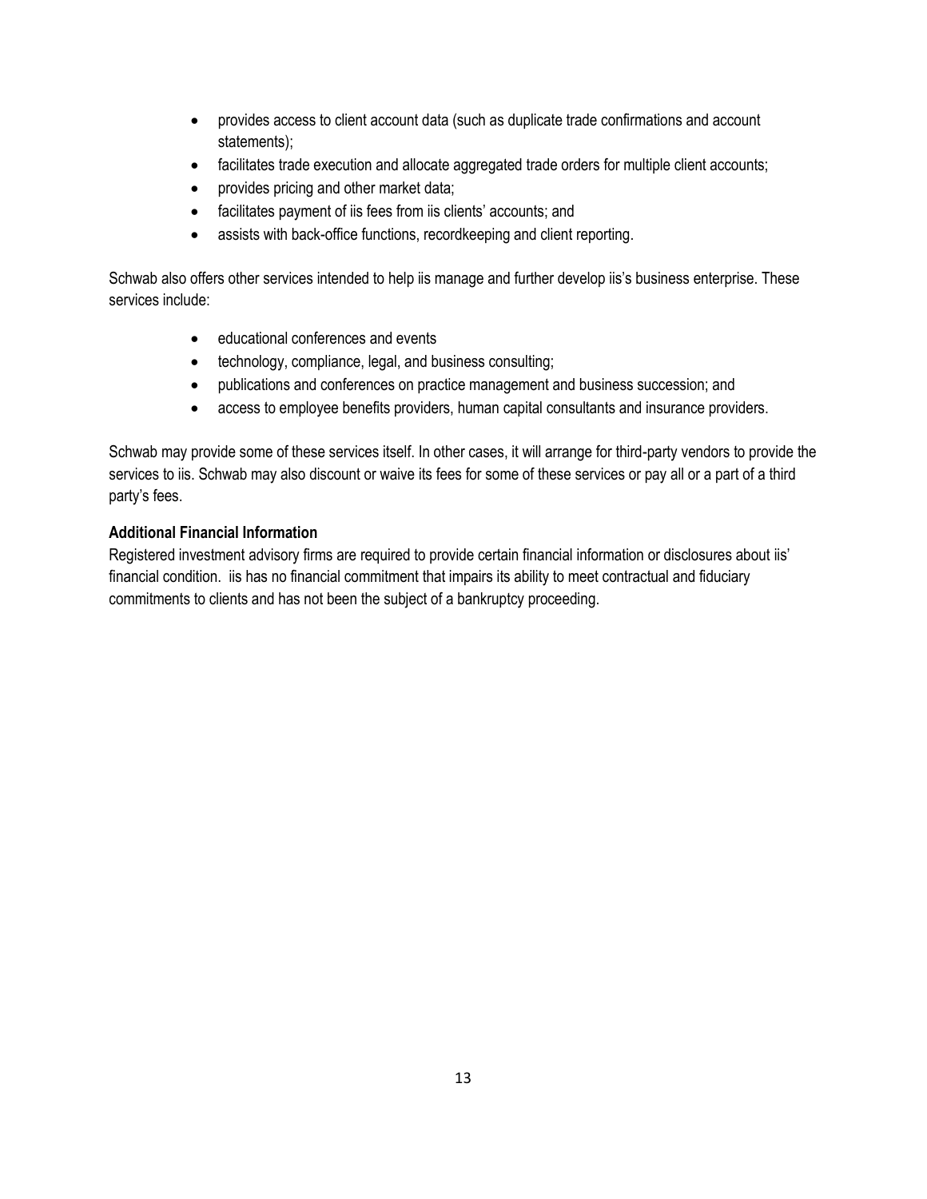- provides access to client account data (such as duplicate trade confirmations and account statements);
- facilitates trade execution and allocate aggregated trade orders for multiple client accounts;
- provides pricing and other market data;
- facilitates payment of iis fees from iis clients' accounts; and
- assists with back-office functions, recordkeeping and client reporting.

Schwab also offers other services intended to help iis manage and further develop iis's business enterprise. These services include:

- educational conferences and events
- technology, compliance, legal, and business consulting;
- publications and conferences on practice management and business succession; and
- access to employee benefits providers, human capital consultants and insurance providers.

Schwab may provide some of these services itself. In other cases, it will arrange for third-party vendors to provide the services to iis. Schwab may also discount or waive its fees for some of these services or pay all or a part of a third party's fees.

**Additional Financial Information**

Registered investment advisory firms are required to provide certain financial information or disclosures about iis' financial condition. iis has no financial commitment that impairs its ability to meet contractual and fiduciary commitments to clients and has not been the subject of a bankruptcy proceeding.